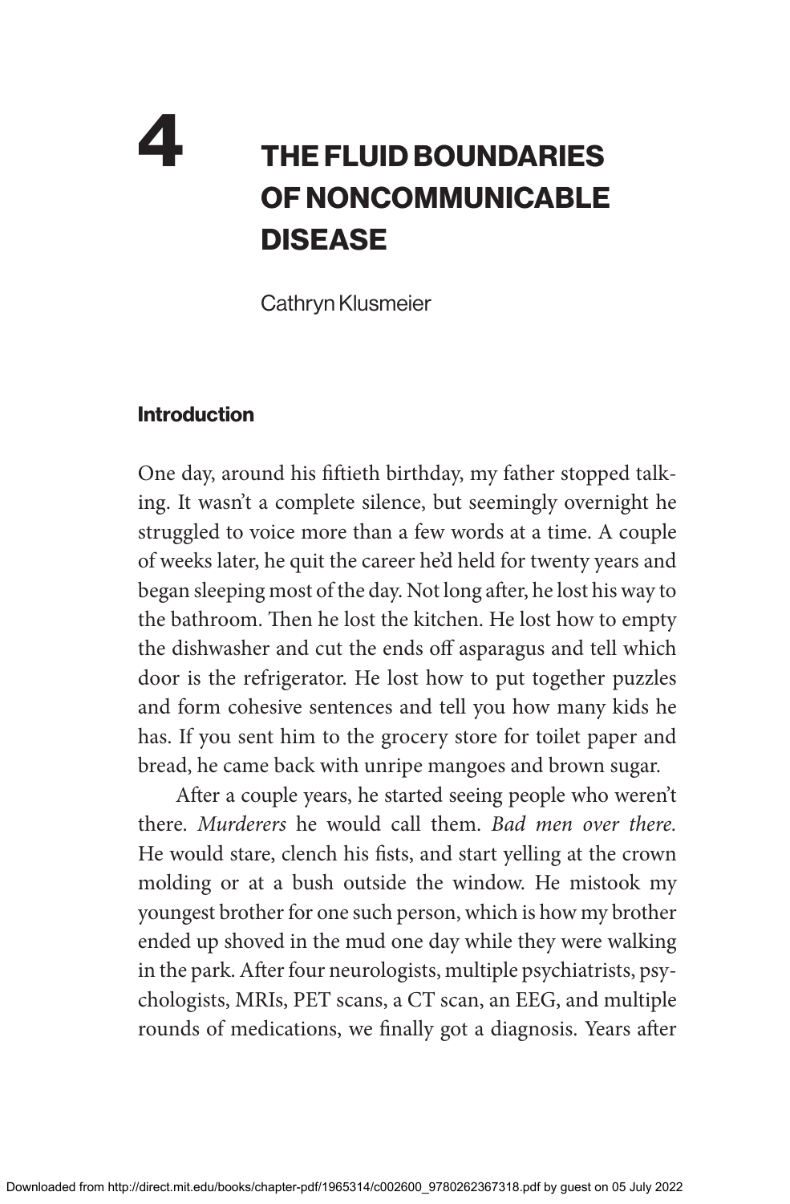# 4 THE FLUID BOUNDARIES OF NONCOMMUNICABLE DISEASE

Cathryn Klusmeier

## Introduction

One day, around his fiftieth birthday, my father stopped talking. It wasn't a complete silence, but seemingly overnight he struggled to voice more than a few words at a time. A couple of weeks later, he quit the career he'd held for twenty years and began sleeping most of the day. Not long after, he lost his way to the bathroom. Then he lost the kitchen. He lost how to empty the dishwasher and cut the ends off asparagus and tell which door is the refrigerator. He lost how to put together puzzles and form cohesive sentences and tell you how many kids he has. If you sent him to the grocery store for toilet paper and bread, he came back with unripe mangoes and brown sugar.

After a couple years, he started seeing people who weren't there. *Murderers* he would call them. *Bad men over there.* He would stare, clench his fists, and start yelling at the crown molding or at a bush outside the window. He mistook my youngest brother for one such person, which is how my brother ended up shoved in the mud one day while they were walking in the park. After four neurologists, multiple psychiatrists, psychologists, MRIs, PET scans, a CT scan, an EEG, and multiple rounds of medications, we finally got a diagnosis. Years after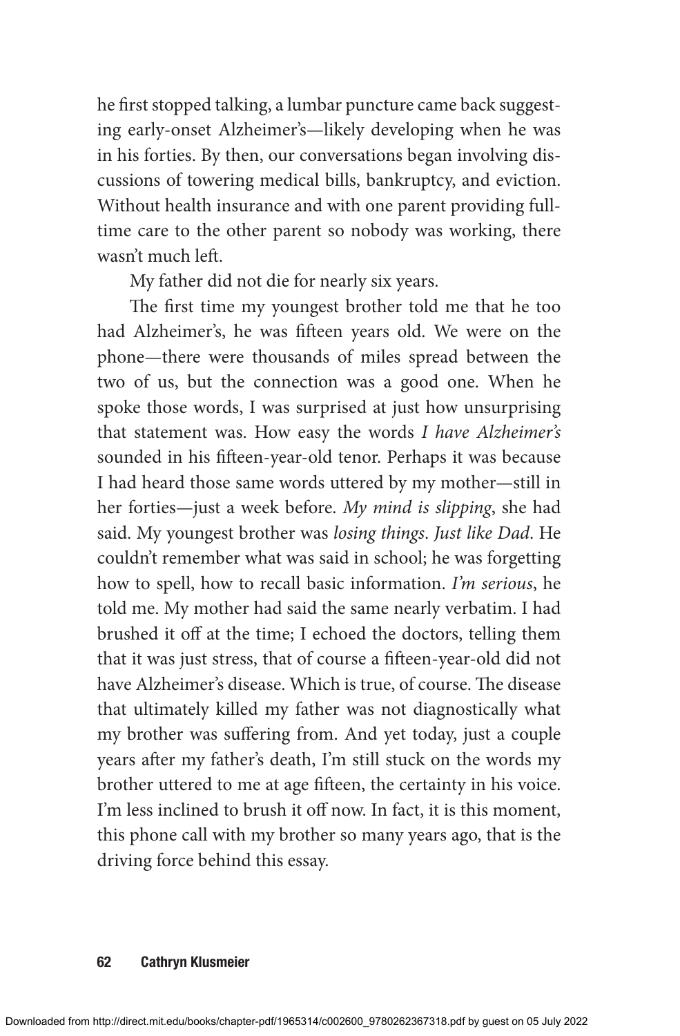he first stopped talking, a lumbar puncture came back suggesting early-onset Alzheimer's—likely developing when he was in his forties. By then, our conversations began involving discussions of towering medical bills, bankruptcy, and eviction. Without health insurance and with one parent providing full-time care to the other parent so nobody was working, there wasn't much left.

My father did not die for nearly six years.

The first time my youngest brother told me that he too had Alzheimer's, he was fifteen years old. We were on the phone—there were thousands of miles spread between the two of us, but the connection was a good one. When he spoke those words, I was surprised at just how unsurprising that statement was. How easy the words *I have Alzheimer's* sounded in his fifteen-year-old tenor. Perhaps it was because I had heard those same words uttered by my mother—still in her forties—just a week before. *My mind is slipping*, she had said. My youngest brother was *losing things*. *Just like Dad*. He couldn't remember what was said in school; he was forgetting how to spell, how to recall basic information. *I'm serious*, he told me. My mother had said the same nearly verbatim. I had brushed it off at the time; I echoed the doctors, telling them that it was just stress, that of course a fifteen-year-old did not have Alzheimer's disease. Which is true, of course. The disease that ultimately killed my father was not diagnostically what my brother was suffering from. And yet today, just a couple years after my father's death, I'm still stuck on the words my brother uttered to me at age fifteen, the certainty in his voice. I'm less inclined to brush it off now. In fact, it is this moment, this phone call with my brother so many years ago, that is the driving force behind this essay.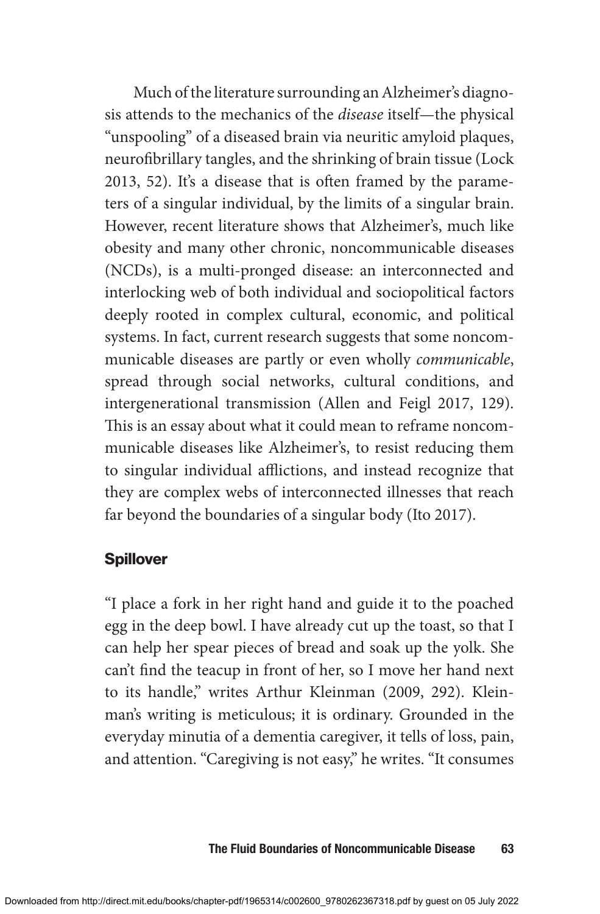Much of the literature surrounding an Alzheimer's diagnosis attends to the mechanics of the *disease* itself—the physical "unspooling" of a diseased brain via neuritic amyloid plaques, neurofibrillary tangles, and the shrinking of brain tissue (Lock 2013, 52). It's a disease that is often framed by the parameters of a singular individual, by the limits of a singular brain. However, recent literature shows that Alzheimer's, much like obesity and many other chronic, noncommunicable diseases (NCDs), is a multi-pronged disease: an interconnected and interlocking web of both individual and sociopolitical factors deeply rooted in complex cultural, economic, and political systems. In fact, current research suggests that some noncommunicable diseases are partly or even wholly *communicable*, spread through social networks, cultural conditions, and intergenerational transmission (Allen and Feigl 2017, 129). This is an essay about what it could mean to reframe noncommunicable diseases like Alzheimer's, to resist reducing them to singular individual afflictions, and instead recognize that they are complex webs of interconnected illnesses that reach far beyond the boundaries of a singular body (Ito 2017).

## Spillover

"I place a fork in her right hand and guide it to the poached egg in the deep bowl. I have already cut up the toast, so that I can help her spear pieces of bread and soak up the yolk. She can't find the teacup in front of her, so I move her hand next to its handle," writes Arthur Kleinman (2009, 292). Kleinman's writing is meticulous; it is ordinary. Grounded in the everyday minutia of a dementia caregiver, it tells of loss, pain, and attention. "Caregiving is not easy," he writes. "It consumes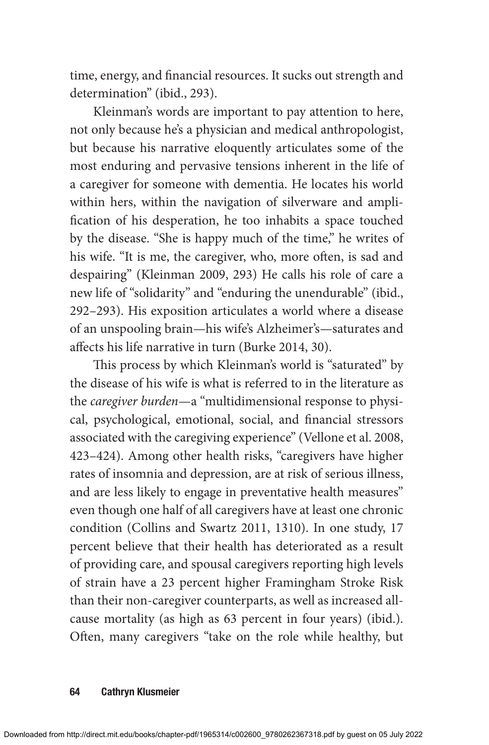time, energy, and financial resources. It sucks out strength and determination" (ibid., 293).

Kleinman's words are important to pay attention to here, not only because he's a physician and medical anthropologist, but because his narrative eloquently articulates some of the most enduring and pervasive tensions inherent in the life of a caregiver for someone with dementia. He locates his world within hers, within the navigation of silverware and amplification of his desperation, he too inhabits a space touched by the disease. "She is happy much of the time," he writes of his wife. "It is me, the caregiver, who, more often, is sad and despairing" (Kleinman 2009, 293) He calls his role of care a new life of "solidarity" and "enduring the unendurable" (ibid., 292–293). His exposition articulates a world where a disease of an unspooling brain—his wife's Alzheimer's—saturates and affects his life narrative in turn (Burke 2014, 30).

This process by which Kleinman's world is "saturated" by the disease of his wife is what is referred to in the literature as the *caregiver burden*—a "multidimensional response to physical, psychological, emotional, social, and financial stressors associated with the caregiving experience" (Vellone et al. 2008, 423–424). Among other health risks, "caregivers have higher rates of insomnia and depression, are at risk of serious illness, and are less likely to engage in preventative health measures" even though one half of all caregivers have at least one chronic condition (Collins and Swartz 2011, 1310). In one study, 17 percent believe that their health has deteriorated as a result of providing care, and spousal caregivers reporting high levels of strain have a 23 percent higher Framingham Stroke Risk than their non-caregiver counterparts, as well as increased all-cause mortality (as high as 63 percent in four years) (ibid.). Often, many caregivers "take on the role while healthy, but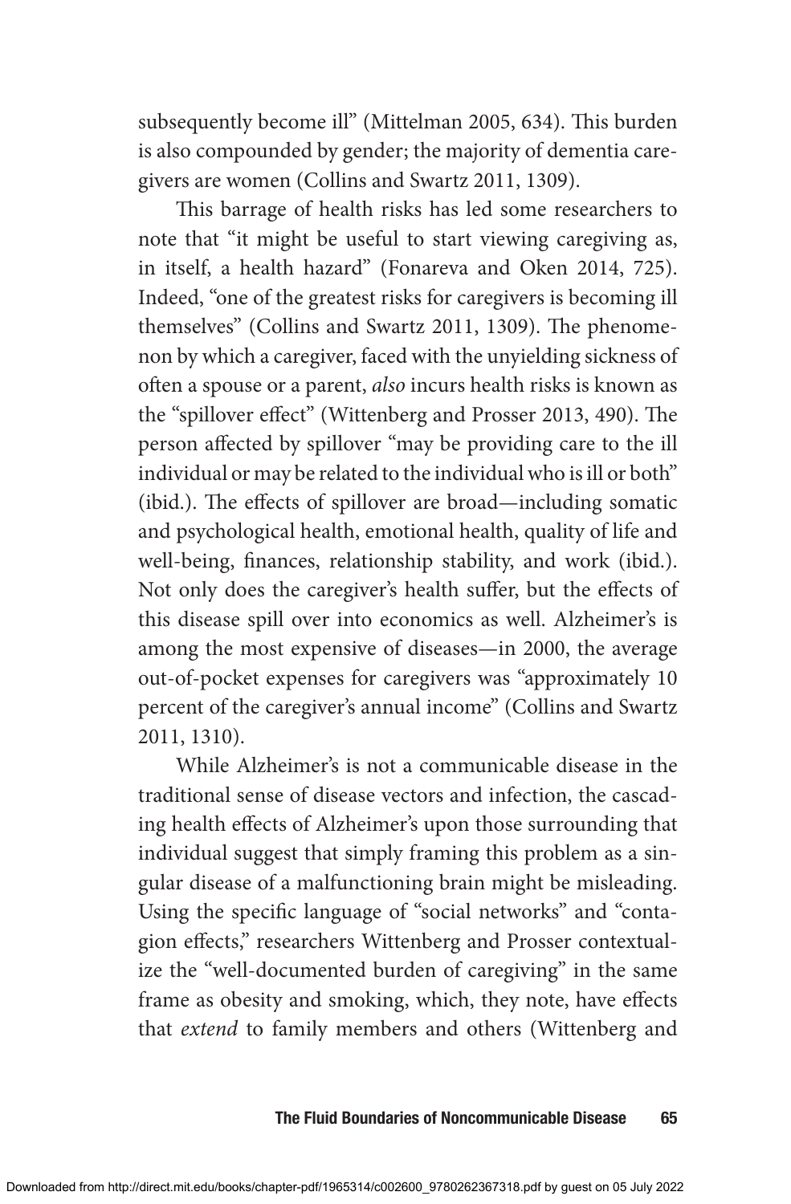subsequently become ill" (Mittelman 2005, 634). This burden is also compounded by gender; the majority of dementia caregivers are women (Collins and Swartz 2011, 1309).

This barrage of health risks has led some researchers to note that "it might be useful to start viewing caregiving as, in itself, a health hazard" (Fonareva and Oken 2014, 725). Indeed, "one of the greatest risks for caregivers is becoming ill themselves" (Collins and Swartz 2011, 1309). The phenomenon by which a caregiver, faced with the unyielding sickness of often a spouse or a parent, *also* incurs health risks is known as the "spillover effect" (Wittenberg and Prosser 2013, 490). The person affected by spillover "may be providing care to the ill individual or may be related to the individual who is ill or both" (ibid.). The effects of spillover are broad—including somatic and psychological health, emotional health, quality of life and well-being, finances, relationship stability, and work (ibid.). Not only does the caregiver's health suffer, but the effects of this disease spill over into economics as well. Alzheimer's is among the most expensive of diseases—in 2000, the average out-of-pocket expenses for caregivers was "approximately 10 percent of the caregiver's annual income" (Collins and Swartz 2011, 1310).

While Alzheimer's is not a communicable disease in the traditional sense of disease vectors and infection, the cascading health effects of Alzheimer's upon those surrounding that individual suggest that simply framing this problem as a singular disease of a malfunctioning brain might be misleading. Using the specific language of "social networks" and "contagion effects," researchers Wittenberg and Prosser contextualize the "well-documented burden of caregiving" in the same frame as obesity and smoking, which, they note, have effects that *extend* to family members and others (Wittenberg and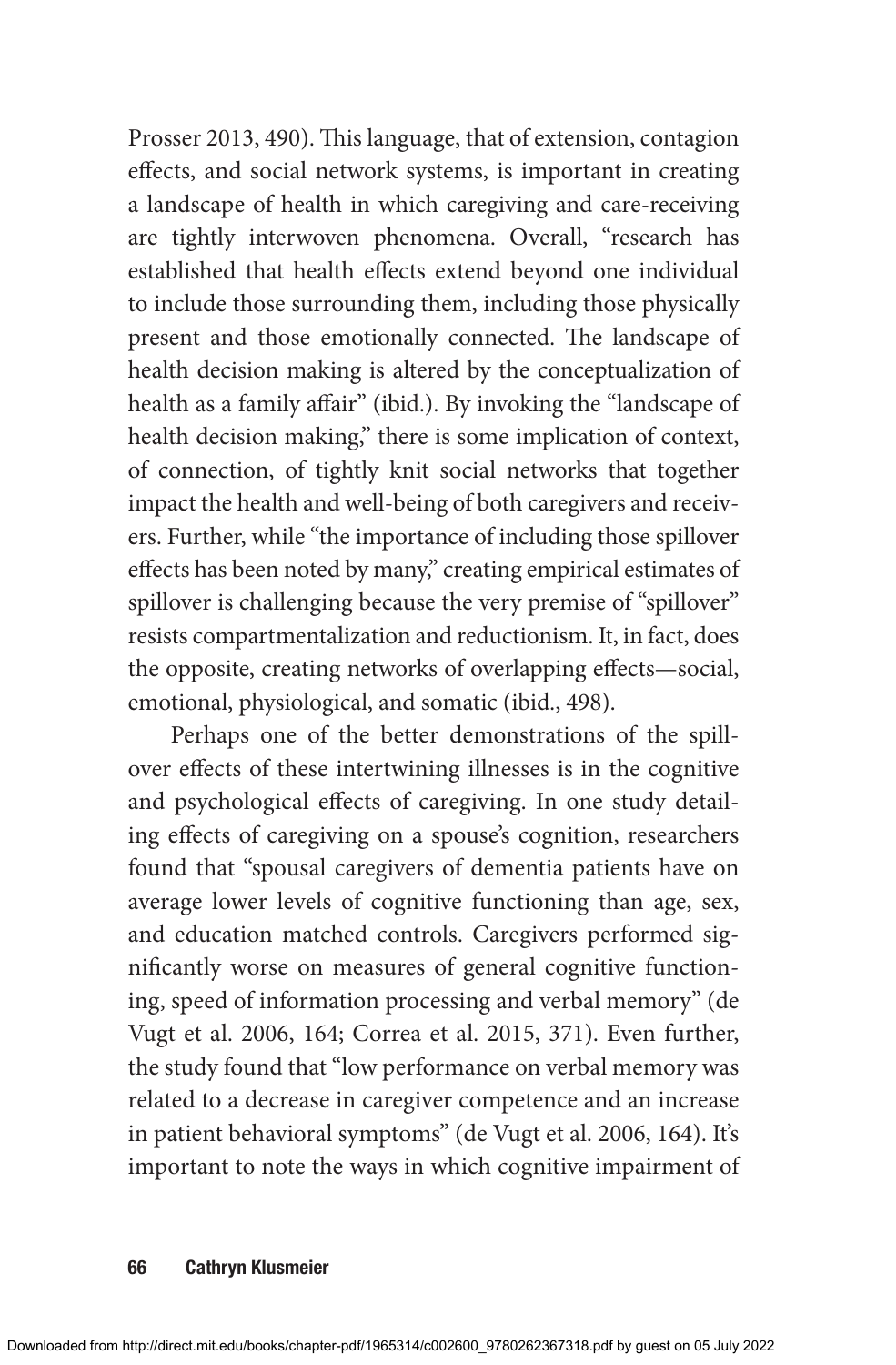Prosser 2013, 490). This language, that of extension, contagion effects, and social network systems, is important in creating a landscape of health in which caregiving and care-receiving are tightly interwoven phenomena. Overall, "research has established that health effects extend beyond one individual to include those surrounding them, including those physically present and those emotionally connected. The landscape of health decision making is altered by the conceptualization of health as a family affair" (ibid.). By invoking the "landscape of health decision making," there is some implication of context, of connection, of tightly knit social networks that together impact the health and well-being of both caregivers and receivers. Further, while "the importance of including those spillover effects has been noted by many," creating empirical estimates of spillover is challenging because the very premise of "spillover" resists compartmentalization and reductionism. It, in fact, does the opposite, creating networks of overlapping effects—social, emotional, physiological, and somatic (ibid., 498).

Perhaps one of the better demonstrations of the spillover effects of these intertwining illnesses is in the cognitive and psychological effects of caregiving. In one study detailing effects of caregiving on a spouse's cognition, researchers found that "spousal caregivers of dementia patients have on average lower levels of cognitive functioning than age, sex, and education matched controls. Caregivers performed significantly worse on measures of general cognitive functioning, speed of information processing and verbal memory" (de Vugt et al. 2006, 164; Correa et al. 2015, 371). Even further, the study found that "low performance on verbal memory was related to a decrease in caregiver competence and an increase in patient behavioral symptoms" (de Vugt et al. 2006, 164). It's important to note the ways in which cognitive impairment of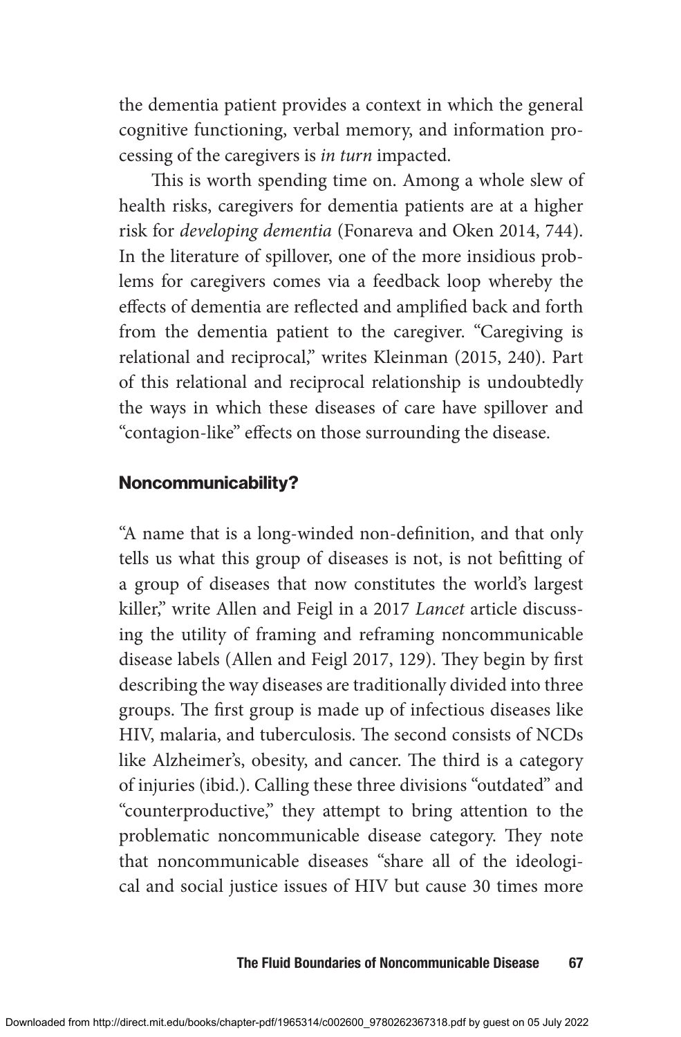the dementia patient provides a context in which the general cognitive functioning, verbal memory, and information processing of the caregivers is *in turn* impacted.

This is worth spending time on. Among a whole slew of health risks, caregivers for dementia patients are at a higher risk for *developing dementia* (Fonareva and Oken 2014, 744). In the literature of spillover, one of the more insidious problems for caregivers comes via a feedback loop whereby the effects of dementia are reflected and amplified back and forth from the dementia patient to the caregiver. "Caregiving is relational and reciprocal," writes Kleinman (2015, 240). Part of this relational and reciprocal relationship is undoubtedly the ways in which these diseases of care have spillover and "contagion-like" effects on those surrounding the disease.

### Noncommunicability?

"A name that is a long-winded non-definition, and that only tells us what this group of diseases is not, is not befitting of a group of diseases that now constitutes the world's largest killer," write Allen and Feigl in a 2017 *Lancet* article discussing the utility of framing and reframing noncommunicable disease labels (Allen and Feigl 2017, 129). They begin by first describing the way diseases are traditionally divided into three groups. The first group is made up of infectious diseases like HIV, malaria, and tuberculosis. The second consists of NCDs like Alzheimer's, obesity, and cancer. The third is a category of injuries (ibid.). Calling these three divisions "outdated" and "counterproductive," they attempt to bring attention to the problematic noncommunicable disease category. They note that noncommunicable diseases "share all of the ideological and social justice issues of HIV but cause 30 times more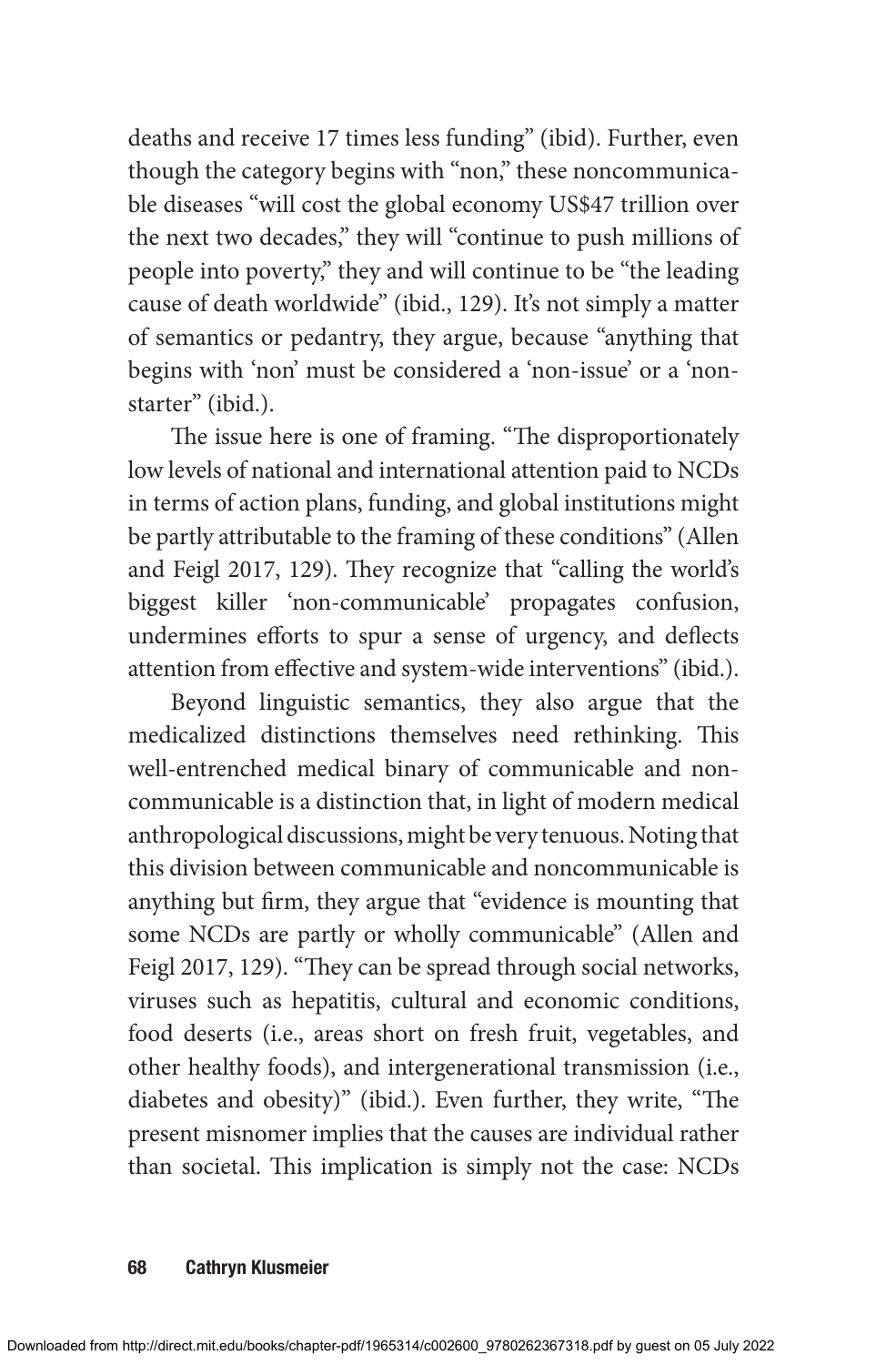deaths and receive 17 times less funding" (ibid). Further, even though the category begins with "non," these noncommunicable diseases "will cost the global economy US$47 trillion over the next two decades," they will "continue to push millions of people into poverty," they and will continue to be "the leading cause of death worldwide" (ibid., 129). It's not simply a matter of semantics or pedantry, they argue, because "anything that begins with 'non' must be considered a 'non-issue' or a 'non-starter" (ibid.).

The issue here is one of framing. "The disproportionately low levels of national and international attention paid to NCDs in terms of action plans, funding, and global institutions might be partly attributable to the framing of these conditions" (Allen and Feigl 2017, 129). They recognize that "calling the world's biggest killer 'non-communicable' propagates confusion, undermines efforts to spur a sense of urgency, and deflects attention from effective and system-wide interventions" (ibid.).

Beyond linguistic semantics, they also argue that the medicalized distinctions themselves need rethinking. This well-entrenched medical binary of communicable and non-communicable is a distinction that, in light of modern medical anthropological discussions, might be very tenuous. Noting that this division between communicable and noncommunicable is anything but firm, they argue that "evidence is mounting that some NCDs are partly or wholly communicable" (Allen and Feigl 2017, 129). "They can be spread through social networks, viruses such as hepatitis, cultural and economic conditions, food deserts (i.e., areas short on fresh fruit, vegetables, and other healthy foods), and intergenerational transmission (i.e., diabetes and obesity)" (ibid.). Even further, they write, "The present misnomer implies that the causes are individual rather than societal. This implication is simply not the case: NCDs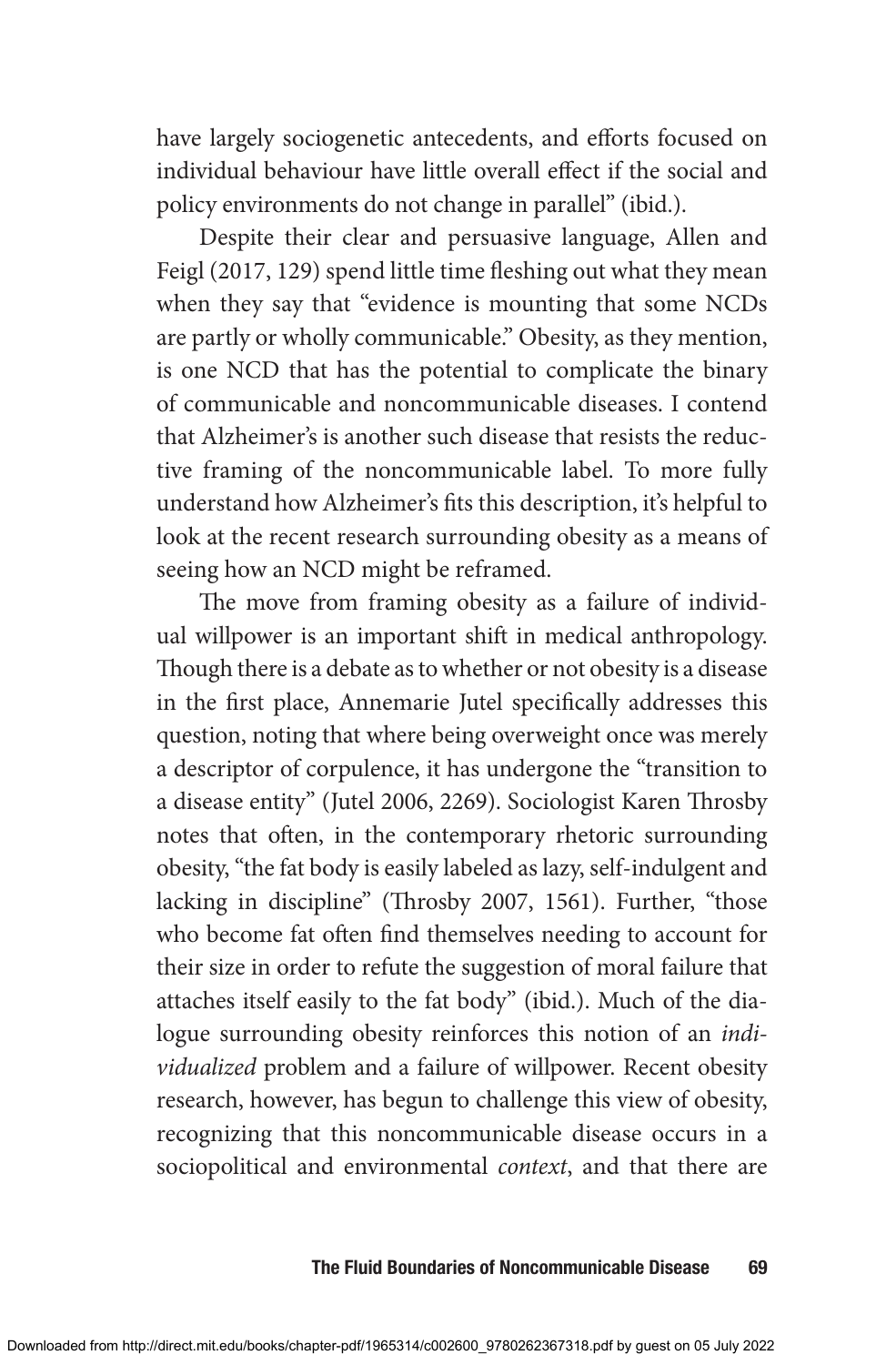have largely sociogenetic antecedents, and efforts focused on individual behaviour have little overall effect if the social and policy environments do not change in parallel" (ibid.).

Despite their clear and persuasive language, Allen and Feigl (2017, 129) spend little time fleshing out what they mean when they say that "evidence is mounting that some NCDs are partly or wholly communicable." Obesity, as they mention, is one NCD that has the potential to complicate the binary of communicable and noncommunicable diseases. I contend that Alzheimer's is another such disease that resists the reductive framing of the noncommunicable label. To more fully understand how Alzheimer's fits this description, it's helpful to look at the recent research surrounding obesity as a means of seeing how an NCD might be reframed.

The move from framing obesity as a failure of individual willpower is an important shift in medical anthropology. Though there is a debate as to whether or not obesity is a disease in the first place, Annemarie Jutel specifically addresses this question, noting that where being overweight once was merely a descriptor of corpulence, it has undergone the "transition to a disease entity" (Jutel 2006, 2269). Sociologist Karen Throsby notes that often, in the contemporary rhetoric surrounding obesity, "the fat body is easily labeled as lazy, self-indulgent and lacking in discipline" (Throsby 2007, 1561). Further, "those who become fat often find themselves needing to account for their size in order to refute the suggestion of moral failure that attaches itself easily to the fat body" (ibid.). Much of the dialogue surrounding obesity reinforces this notion of an *individualized* problem and a failure of willpower. Recent obesity research, however, has begun to challenge this view of obesity, recognizing that this noncommunicable disease occurs in a sociopolitical and environmental *context*, and that there are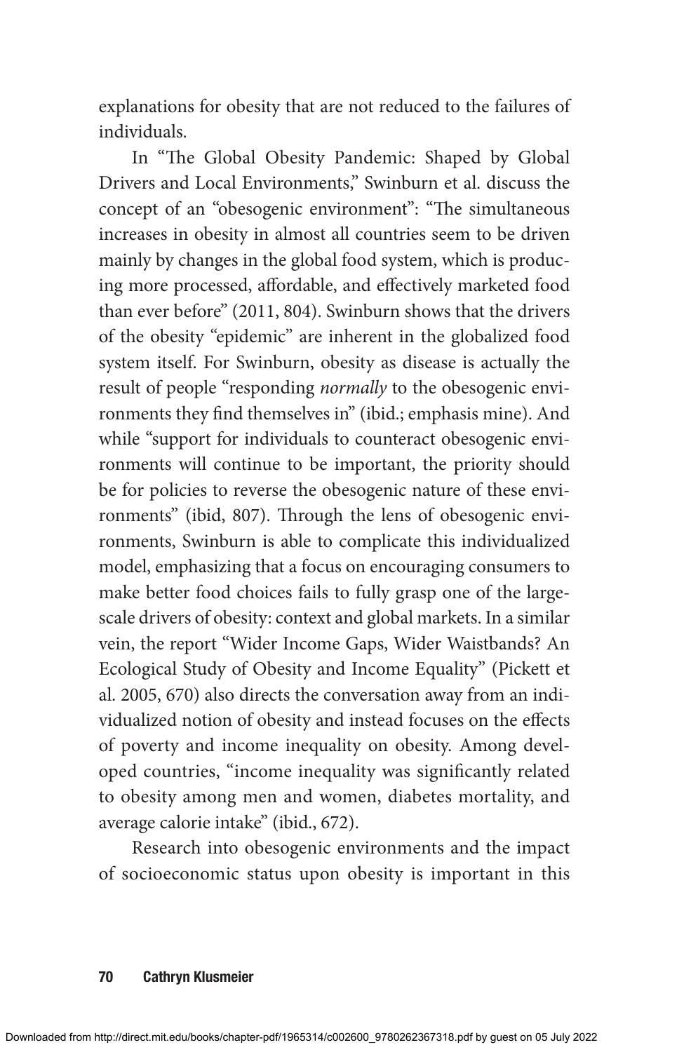explanations for obesity that are not reduced to the failures of individuals.

In "The Global Obesity Pandemic: Shaped by Global Drivers and Local Environments," Swinburn et al. discuss the concept of an "obesogenic environment": "The simultaneous increases in obesity in almost all countries seem to be driven mainly by changes in the global food system, which is producing more processed, affordable, and effectively marketed food than ever before" (2011, 804). Swinburn shows that the drivers of the obesity "epidemic" are inherent in the globalized food system itself. For Swinburn, obesity as disease is actually the result of people "responding *normally* to the obesogenic environments they find themselves in" (ibid.; emphasis mine). And while "support for individuals to counteract obesogenic environments will continue to be important, the priority should be for policies to reverse the obesogenic nature of these environments" (ibid, 807). Through the lens of obesogenic environments, Swinburn is able to complicate this individualized model, emphasizing that a focus on encouraging consumers to make better food choices fails to fully grasp one of the large-scale drivers of obesity: context and global markets. In a similar vein, the report "Wider Income Gaps, Wider Waistbands? An Ecological Study of Obesity and Income Equality" (Pickett et al. 2005, 670) also directs the conversation away from an individualized notion of obesity and instead focuses on the effects of poverty and income inequality on obesity. Among developed countries, "income inequality was significantly related to obesity among men and women, diabetes mortality, and average calorie intake" (ibid., 672).

Research into obesogenic environments and the impact of socioeconomic status upon obesity is important in this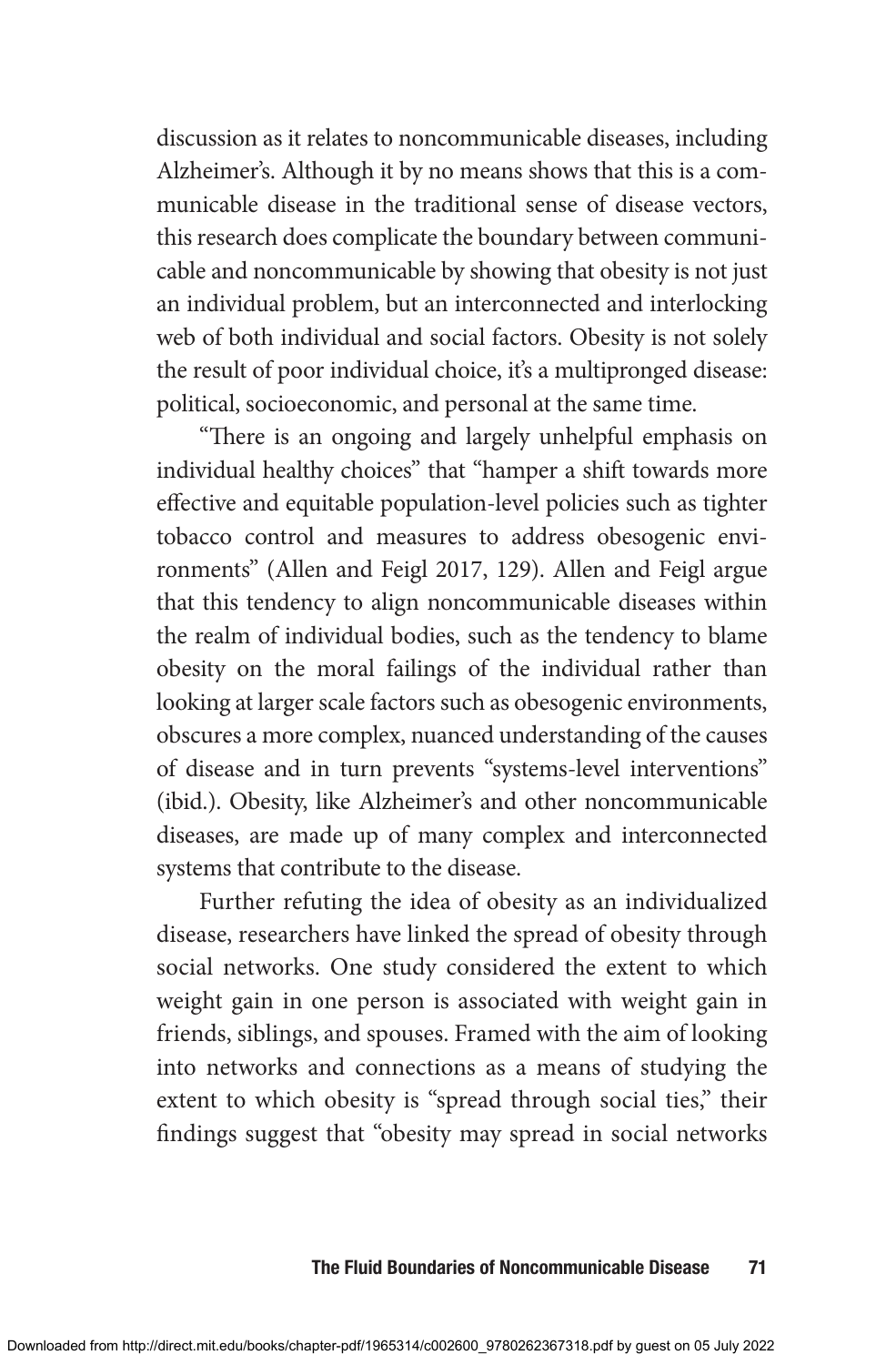discussion as it relates to noncommunicable diseases, including Alzheimer's. Although it by no means shows that this is a communicable disease in the traditional sense of disease vectors, this research does complicate the boundary between communicable and noncommunicable by showing that obesity is not just an individual problem, but an interconnected and interlocking web of both individual and social factors. Obesity is not solely the result of poor individual choice, it's a multipronged disease: political, socioeconomic, and personal at the same time.

"There is an ongoing and largely unhelpful emphasis on individual healthy choices" that "hamper a shift towards more effective and equitable population-level policies such as tighter tobacco control and measures to address obesogenic environments" (Allen and Feigl 2017, 129). Allen and Feigl argue that this tendency to align noncommunicable diseases within the realm of individual bodies, such as the tendency to blame obesity on the moral failings of the individual rather than looking at larger scale factors such as obesogenic environments, obscures a more complex, nuanced understanding of the causes of disease and in turn prevents "systems-level interventions" (ibid.). Obesity, like Alzheimer's and other noncommunicable diseases, are made up of many complex and interconnected systems that contribute to the disease.

Further refuting the idea of obesity as an individualized disease, researchers have linked the spread of obesity through social networks. One study considered the extent to which weight gain in one person is associated with weight gain in friends, siblings, and spouses. Framed with the aim of looking into networks and connections as a means of studying the extent to which obesity is "spread through social ties," their findings suggest that "obesity may spread in social networks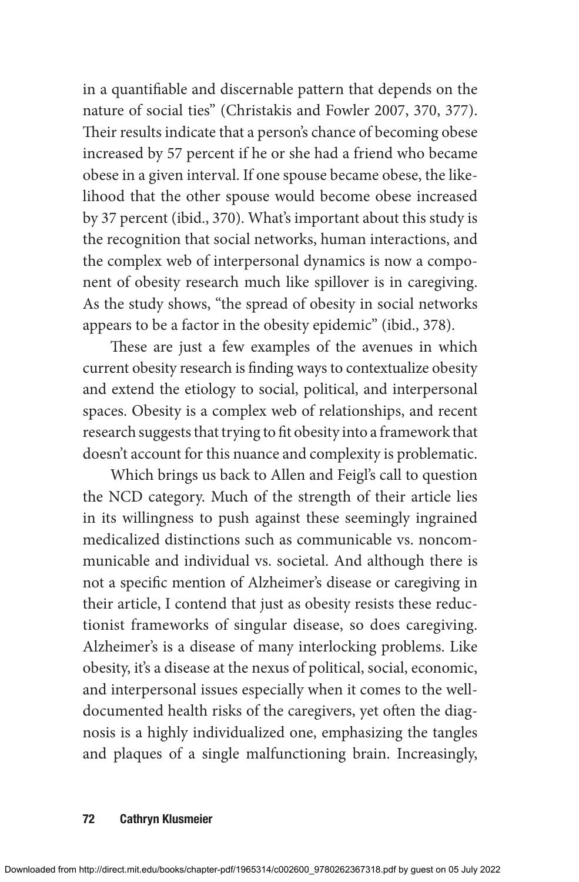in a quantifiable and discernable pattern that depends on the nature of social ties" (Christakis and Fowler 2007, 370, 377). Their results indicate that a person's chance of becoming obese increased by 57 percent if he or she had a friend who became obese in a given interval. If one spouse became obese, the likelihood that the other spouse would become obese increased by 37 percent (ibid., 370). What's important about this study is the recognition that social networks, human interactions, and the complex web of interpersonal dynamics is now a component of obesity research much like spillover is in caregiving. As the study shows, "the spread of obesity in social networks appears to be a factor in the obesity epidemic" (ibid., 378).

These are just a few examples of the avenues in which current obesity research is finding ways to contextualize obesity and extend the etiology to social, political, and interpersonal spaces. Obesity is a complex web of relationships, and recent research suggests that trying to fit obesity into a framework that doesn't account for this nuance and complexity is problematic.

Which brings us back to Allen and Feigl's call to question the NCD category. Much of the strength of their article lies in its willingness to push against these seemingly ingrained medicalized distinctions such as communicable vs. noncommunicable and individual vs. societal. And although there is not a specific mention of Alzheimer's disease or caregiving in their article, I contend that just as obesity resists these reductionist frameworks of singular disease, so does caregiving. Alzheimer's is a disease of many interlocking problems. Like obesity, it's a disease at the nexus of political, social, economic, and interpersonal issues especially when it comes to the well-documented health risks of the caregivers, yet often the diagnosis is a highly individualized one, emphasizing the tangles and plaques of a single malfunctioning brain. Increasingly,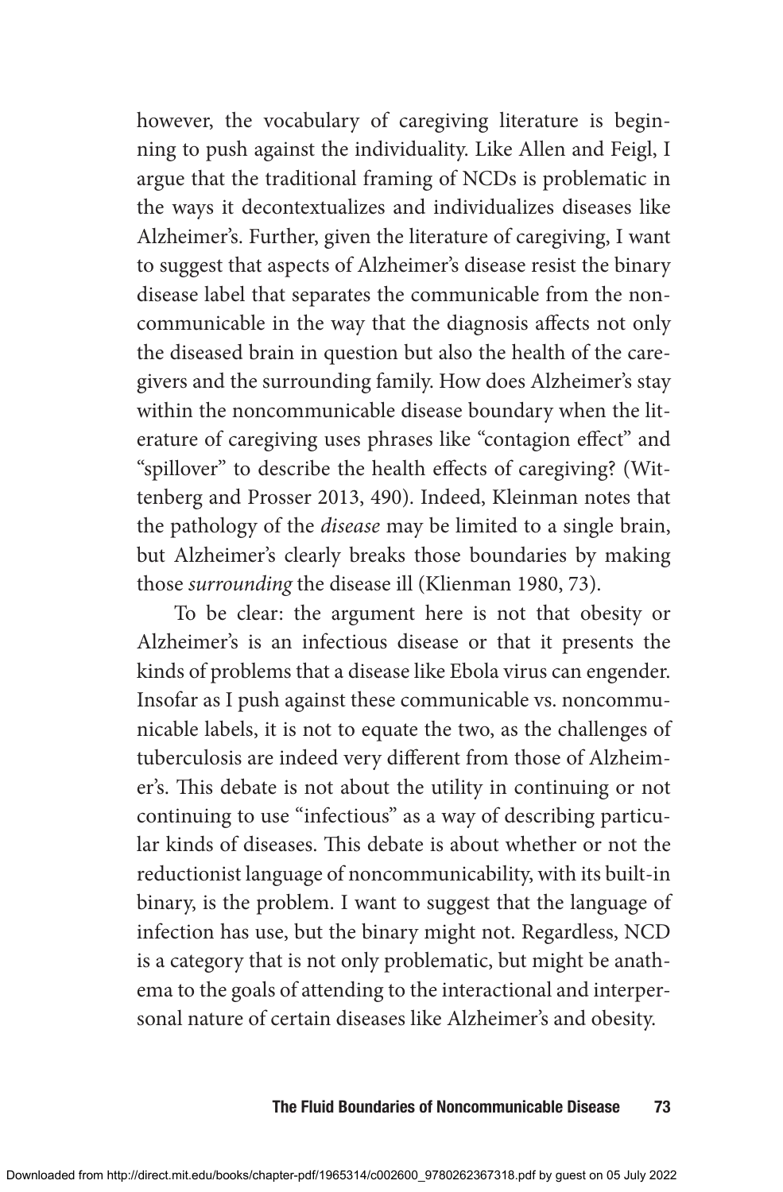however, the vocabulary of caregiving literature is beginning to push against the individuality. Like Allen and Feigl, I argue that the traditional framing of NCDs is problematic in the ways it decontextualizes and individualizes diseases like Alzheimer's. Further, given the literature of caregiving, I want to suggest that aspects of Alzheimer's disease resist the binary disease label that separates the communicable from the noncommunicable in the way that the diagnosis affects not only the diseased brain in question but also the health of the caregivers and the surrounding family. How does Alzheimer's stay within the noncommunicable disease boundary when the literature of caregiving uses phrases like "contagion effect" and "spillover" to describe the health effects of caregiving? (Wittenberg and Prosser 2013, 490). Indeed, Kleinman notes that the pathology of the *disease* may be limited to a single brain, but Alzheimer's clearly breaks those boundaries by making those *surrounding* the disease ill (Klienman 1980, 73).

To be clear: the argument here is not that obesity or Alzheimer's is an infectious disease or that it presents the kinds of problems that a disease like Ebola virus can engender. Insofar as I push against these communicable vs. noncommunicable labels, it is not to equate the two, as the challenges of tuberculosis are indeed very different from those of Alzheimer's. This debate is not about the utility in continuing or not continuing to use "infectious" as a way of describing particular kinds of diseases. This debate is about whether or not the reductionist language of noncommunicability, with its built-in binary, is the problem. I want to suggest that the language of infection has use, but the binary might not. Regardless, NCD is a category that is not only problematic, but might be anathema to the goals of attending to the interactional and interpersonal nature of certain diseases like Alzheimer's and obesity.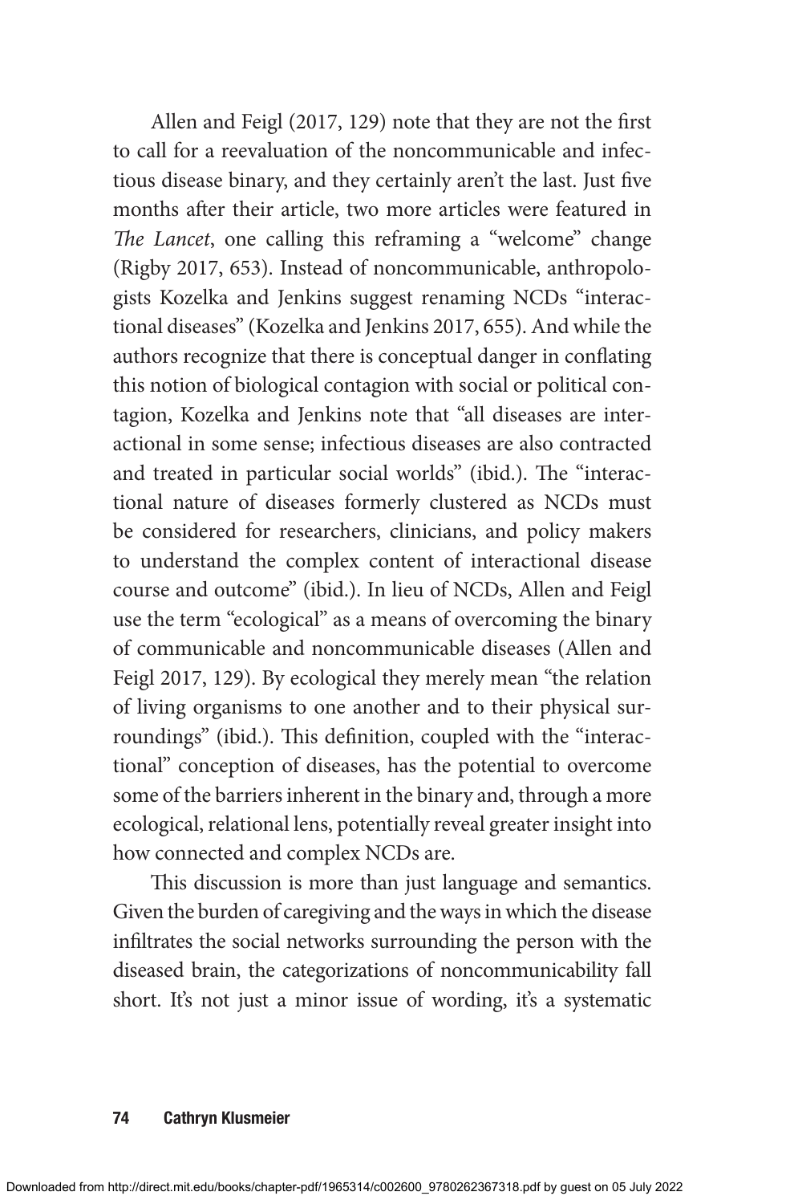Allen and Feigl (2017, 129) note that they are not the first to call for a reevaluation of the noncommunicable and infectious disease binary, and they certainly aren't the last. Just five months after their article, two more articles were featured in *The Lancet*, one calling this reframing a "welcome" change (Rigby 2017, 653). Instead of noncommunicable, anthropologists Kozelka and Jenkins suggest renaming NCDs "interactional diseases" (Kozelka and Jenkins 2017, 655). And while the authors recognize that there is conceptual danger in conflating this notion of biological contagion with social or political contagion, Kozelka and Jenkins note that "all diseases are interactional in some sense; infectious diseases are also contracted and treated in particular social worlds" (ibid.). The "interactional nature of diseases formerly clustered as NCDs must be considered for researchers, clinicians, and policy makers to understand the complex content of interactional disease course and outcome" (ibid.). In lieu of NCDs, Allen and Feigl use the term "ecological" as a means of overcoming the binary of communicable and noncommunicable diseases (Allen and Feigl 2017, 129). By ecological they merely mean "the relation of living organisms to one another and to their physical surroundings" (ibid.). This definition, coupled with the "interactional" conception of diseases, has the potential to overcome some of the barriers inherent in the binary and, through a more ecological, relational lens, potentially reveal greater insight into how connected and complex NCDs are.

This discussion is more than just language and semantics. Given the burden of caregiving and the ways in which the disease infiltrates the social networks surrounding the person with the diseased brain, the categorizations of noncommunicability fall short. It's not just a minor issue of wording, it's a systematic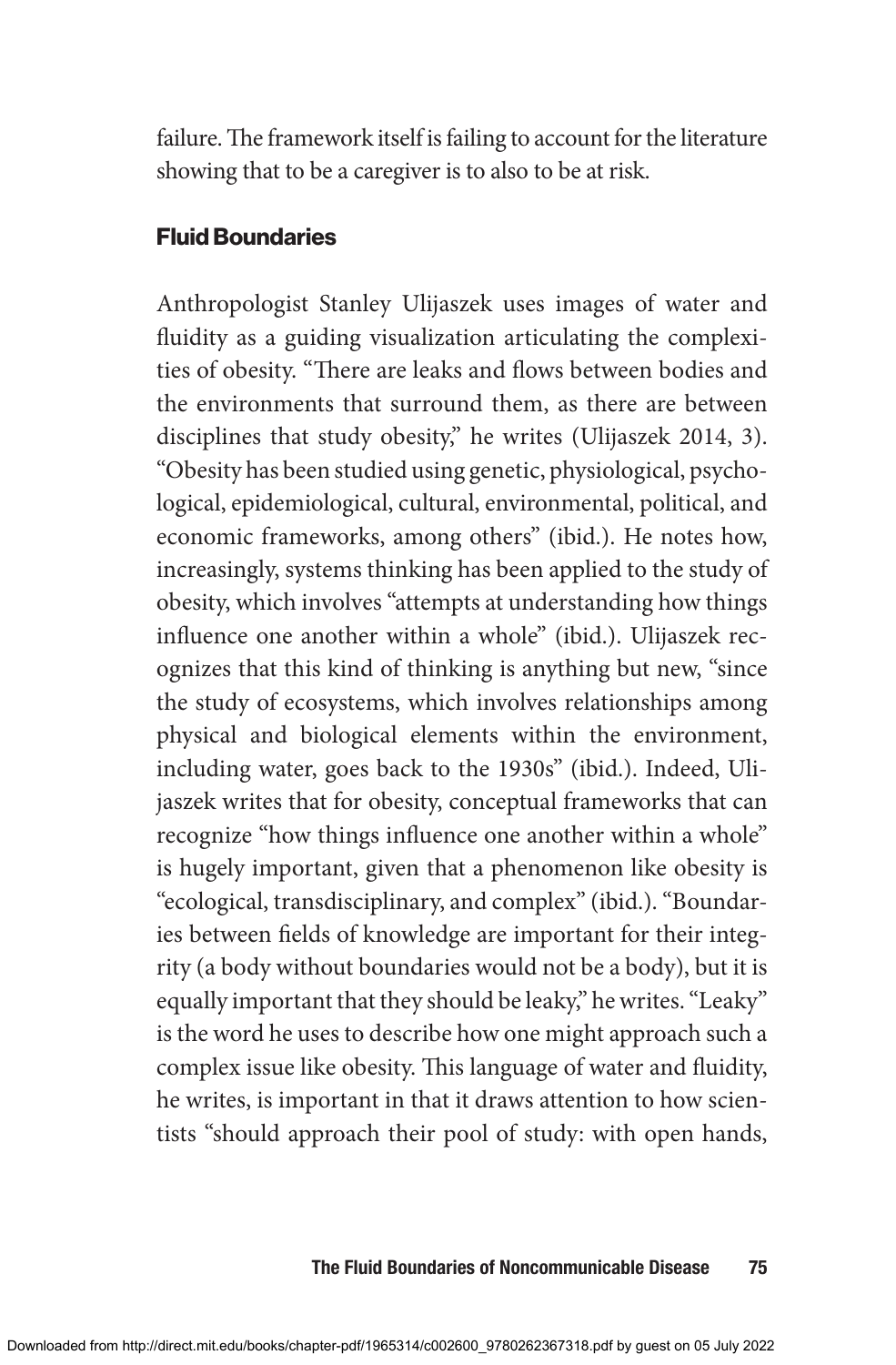failure. The framework itself is failing to account for the literature showing that to be a caregiver is to also to be at risk.

### Fluid Boundaries

Anthropologist Stanley Ulijaszek uses images of water and fluidity as a guiding visualization articulating the complexities of obesity. "There are leaks and flows between bodies and the environments that surround them, as there are between disciplines that study obesity," he writes (Ulijaszek 2014, 3). "Obesity has been studied using genetic, physiological, psychological, epidemiological, cultural, environmental, political, and economic frameworks, among others" (ibid.). He notes how, increasingly, systems thinking has been applied to the study of obesity, which involves "attempts at understanding how things influence one another within a whole" (ibid.). Ulijaszek recognizes that this kind of thinking is anything but new, "since the study of ecosystems, which involves relationships among physical and biological elements within the environment, including water, goes back to the 1930s" (ibid.). Indeed, Ulijaszek writes that for obesity, conceptual frameworks that can recognize "how things influence one another within a whole" is hugely important, given that a phenomenon like obesity is "ecological, transdisciplinary, and complex" (ibid.). "Boundaries between fields of knowledge are important for their integrity (a body without boundaries would not be a body), but it is equally important that they should be leaky," he writes. "Leaky" is the word he uses to describe how one might approach such a complex issue like obesity. This language of water and fluidity, he writes, is important in that it draws attention to how scientists "should approach their pool of study: with open hands,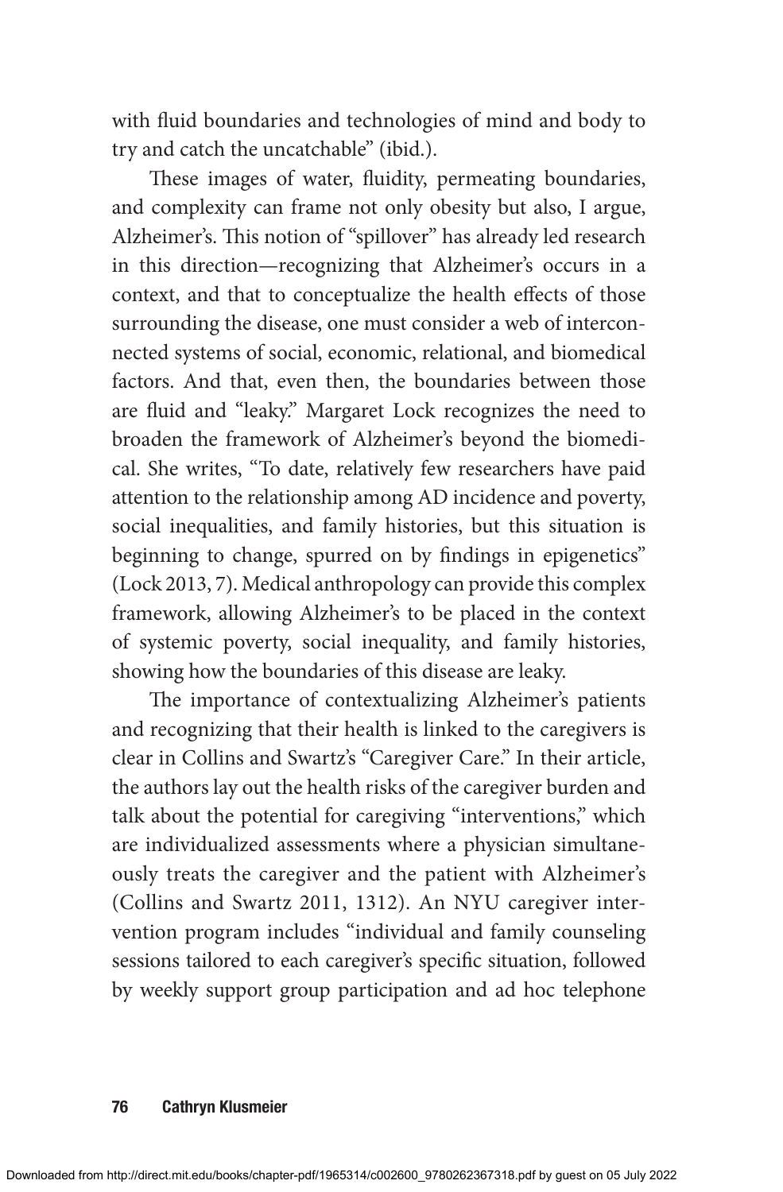with fluid boundaries and technologies of mind and body to try and catch the uncatchable" (ibid.).

These images of water, fluidity, permeating boundaries, and complexity can frame not only obesity but also, I argue, Alzheimer's. This notion of "spillover" has already led research in this direction—recognizing that Alzheimer's occurs in a context, and that to conceptualize the health effects of those surrounding the disease, one must consider a web of interconnected systems of social, economic, relational, and biomedical factors. And that, even then, the boundaries between those are fluid and "leaky." Margaret Lock recognizes the need to broaden the framework of Alzheimer's beyond the biomedical. She writes, "To date, relatively few researchers have paid attention to the relationship among AD incidence and poverty, social inequalities, and family histories, but this situation is beginning to change, spurred on by findings in epigenetics" (Lock 2013, 7). Medical anthropology can provide this complex framework, allowing Alzheimer's to be placed in the context of systemic poverty, social inequality, and family histories, showing how the boundaries of this disease are leaky.

The importance of contextualizing Alzheimer's patients and recognizing that their health is linked to the caregivers is clear in Collins and Swartz's "Caregiver Care." In their article, the authors lay out the health risks of the caregiver burden and talk about the potential for caregiving "interventions," which are individualized assessments where a physician simultaneously treats the caregiver and the patient with Alzheimer's (Collins and Swartz 2011, 1312). An NYU caregiver intervention program includes "individual and family counseling sessions tailored to each caregiver's specific situation, followed by weekly support group participation and ad hoc telephone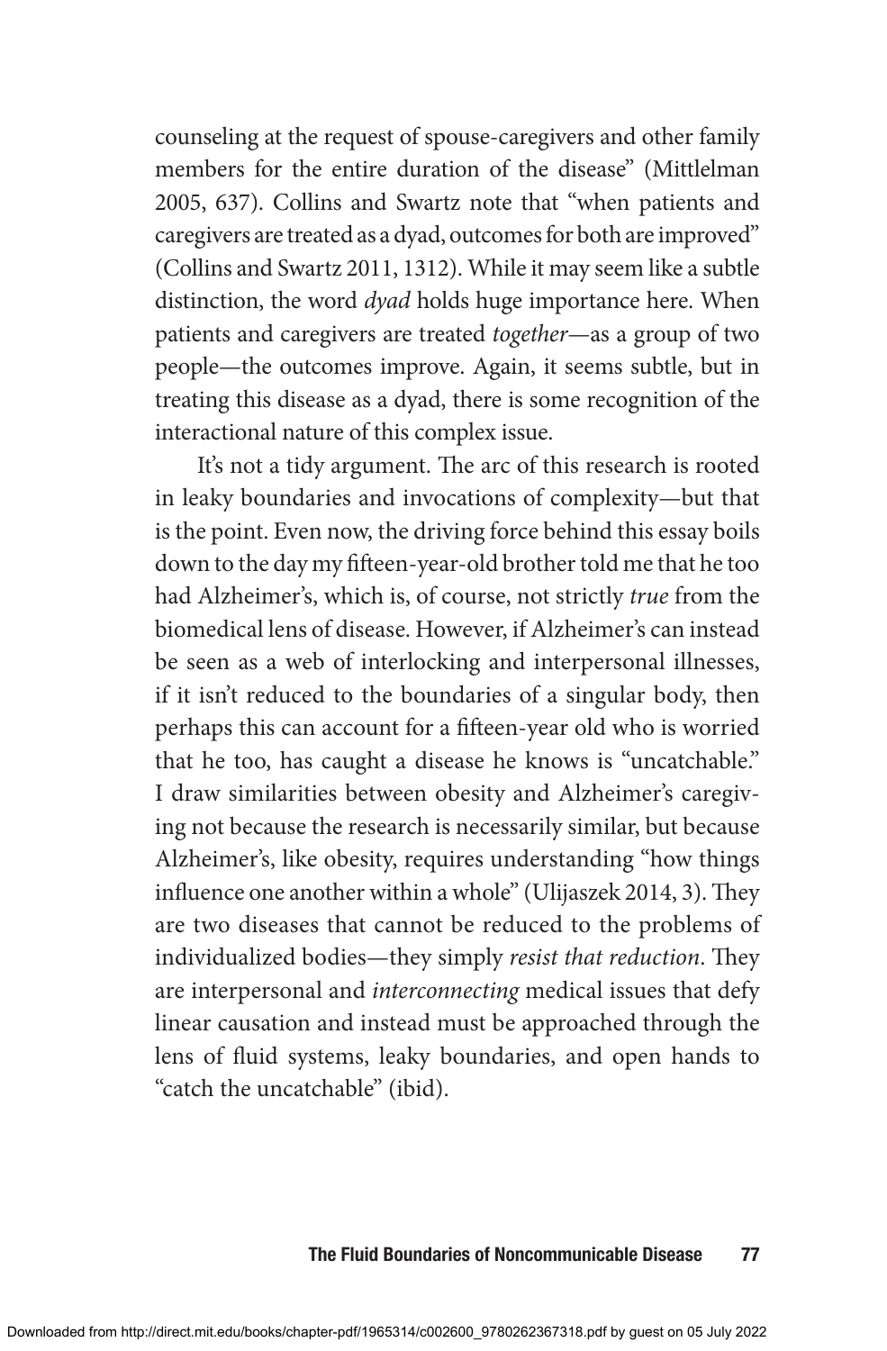counseling at the request of spouse-caregivers and other family members for the entire duration of the disease" (Mittelman 2005, 637). Collins and Swartz note that "when patients and caregivers are treated as a dyad, outcomes for both are improved" (Collins and Swartz 2011, 1312). While it may seem like a subtle distinction, the word *dyad* holds huge importance here. When patients and caregivers are treated *together*—as a group of two people—the outcomes improve. Again, it seems subtle, but in treating this disease as a dyad, there is some recognition of the interactional nature of this complex issue.

It's not a tidy argument. The arc of this research is rooted in leaky boundaries and invocations of complexity—but that is the point. Even now, the driving force behind this essay boils down to the day my fifteen-year-old brother told me that he too had Alzheimer's, which is, of course, not strictly *true* from the biomedical lens of disease. However, if Alzheimer's can instead be seen as a web of interlocking and interpersonal illnesses, if it isn't reduced to the boundaries of a singular body, then perhaps this can account for a fifteen-year old who is worried that he too, has caught a disease he knows is "uncatchable." I draw similarities between obesity and Alzheimer's caregiving not because the research is necessarily similar, but because Alzheimer's, like obesity, requires understanding "how things influence one another within a whole" (Ulijaszek 2014, 3). They are two diseases that cannot be reduced to the problems of individualized bodies—they simply *resist that reduction*. They are interpersonal and *interconnecting* medical issues that defy linear causation and instead must be approached through the lens of fluid systems, leaky boundaries, and open hands to "catch the uncatchable" (ibid).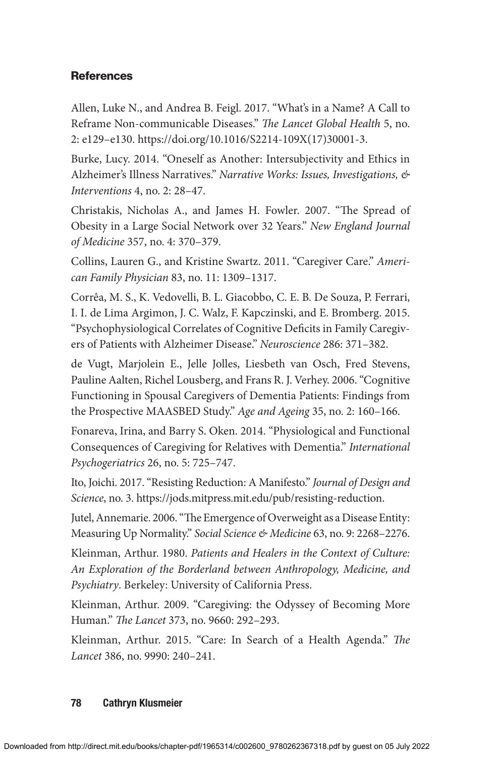## References

Allen, Luke N., and Andrea B. Feigl. 2017. "What's in a Name? A Call to Reframe Non-communicable Diseases." *The Lancet Global Health* 5, no. 2: e129–e130. https://doi.org/10.1016/S2214-109X(17)30001-3.

Burke, Lucy. 2014. "Oneself as Another: Intersubjectivity and Ethics in Alzheimer's Illness Narratives." *Narrative Works: Issues, Investigations, & Interventions* 4, no. 2: 28–47.

Christakis, Nicholas A., and James H. Fowler. 2007. "The Spread of Obesity in a Large Social Network over 32 Years." *New England Journal of Medicine* 357, no. 4: 370–379.

Collins, Lauren G., and Kristine Swartz. 2011. "Caregiver Care." *American Family Physician* 83, no. 11: 1309–1317.

Corrêa, M. S., K. Vedovelli, B. L. Giacobbo, C. E. B. De Souza, P. Ferrari, I. I. de Lima Argimon, J. C. Walz, F. Kapczinski, and E. Bromberg. 2015. "Psychophysiological Correlates of Cognitive Deficits in Family Caregivers of Patients with Alzheimer Disease." *Neuroscience* 286: 371–382.

de Vugt, Marjolein E., Jelle Jolles, Liesbeth van Osch, Fred Stevens, Pauline Aalten, Richel Lousberg, and Frans R. J. Verhey. 2006. "Cognitive Functioning in Spousal Caregivers of Dementia Patients: Findings from the Prospective MAASBED Study." *Age and Ageing* 35, no. 2: 160–166.

Fonareva, Irina, and Barry S. Oken. 2014. "Physiological and Functional Consequences of Caregiving for Relatives with Dementia." *International Psychogeriatrics* 26, no. 5: 725–747.

Ito, Joichi. 2017. "Resisting Reduction: A Manifesto." *Journal of Design and Science*, no. 3. https://jods.mitpress.mit.edu/pub/resisting-reduction.

Jutel, Annemarie. 2006. "The Emergence of Overweight as a Disease Entity: Measuring Up Normality." *Social Science & Medicine* 63, no. 9: 2268–2276.

Kleinman, Arthur. 1980. *Patients and Healers in the Context of Culture: An Exploration of the Borderland between Anthropology, Medicine, and Psychiatry*. Berkeley: University of California Press.

Kleinman, Arthur. 2009. "Caregiving: the Odyssey of Becoming More Human." *The Lancet* 373, no. 9660: 292–293.

Kleinman, Arthur. 2015. "Care: In Search of a Health Agenda." *The Lancet* 386, no. 9990: 240–241.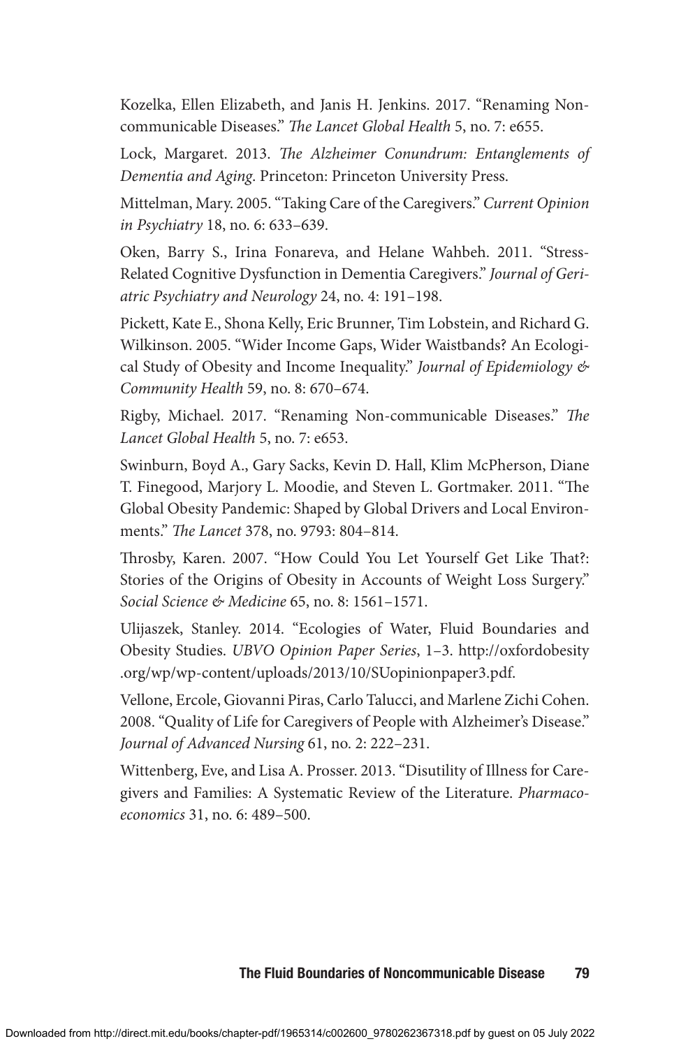Kozelka, Ellen Elizabeth, and Janis H. Jenkins. 2017. “Renaming Non-communicable Diseases.” *The Lancet Global Health* 5, no. 7: e655.

Lock, Margaret. 2013. *The Alzheimer Conundrum: Entanglements of Dementia and Aging*. Princeton: Princeton University Press.

Mittelman, Mary. 2005. “Taking Care of the Caregivers.” *Current Opinion in Psychiatry* 18, no. 6: 633–639.

Oken, Barry S., Irina Fonareva, and Helane Wahbeh. 2011. “Stress-Related Cognitive Dysfunction in Dementia Caregivers.” *Journal of Geriatric Psychiatry and Neurology* 24, no. 4: 191–198.

Pickett, Kate E., Shona Kelly, Eric Brunner, Tim Lobstein, and Richard G. Wilkinson. 2005. “Wider Income Gaps, Wider Waistbands? An Ecological Study of Obesity and Income Inequality.” *Journal of Epidemiology & Community Health* 59, no. 8: 670–674.

Rigby, Michael. 2017. “Renaming Non-communicable Diseases.” *The Lancet Global Health* 5, no. 7: e653.

Swinburn, Boyd A., Gary Sacks, Kevin D. Hall, Klim McPherson, Diane T. Finegood, Marjory L. Moodie, and Steven L. Gortmaker. 2011. “The Global Obesity Pandemic: Shaped by Global Drivers and Local Environments.” *The Lancet* 378, no. 9793: 804–814.

Throsby, Karen. 2007. “How Could You Let Yourself Get Like That?: Stories of the Origins of Obesity in Accounts of Weight Loss Surgery.” *Social Science & Medicine* 65, no. 8: 1561–1571.

Ulijaszek, Stanley. 2014. “Ecologies of Water, Fluid Boundaries and Obesity Studies. *UBVO Opinion Paper Series*, 1–3. http://oxfordobesity.org/wp/wp-content/uploads/2013/10/SUopinionpaper3.pdf.

Vellone, Ercole, Giovanni Piras, Carlo Talucci, and Marlene Zichi Cohen. 2008. “Quality of Life for Caregivers of People with Alzheimer’s Disease.” *Journal of Advanced Nursing* 61, no. 2: 222–231.

Wittenberg, Eve, and Lisa A. Prosser. 2013. “Disutility of Illness for Caregivers and Families: A Systematic Review of the Literature. *Pharmacoeconomics* 31, no. 6: 489–500.